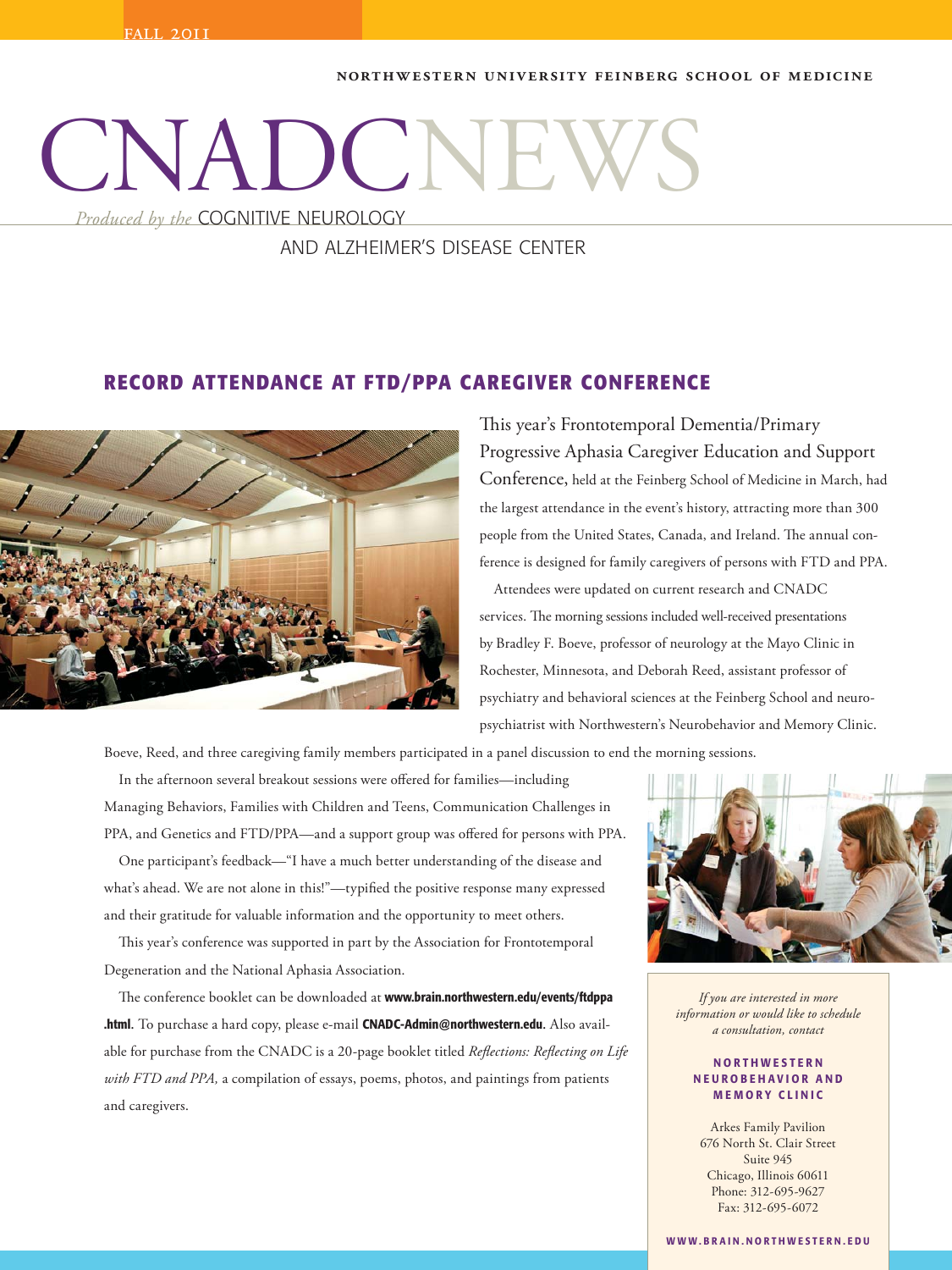FALL 2011

NORTHWESTERN UNIVERSITY FEINBERG SCHOOL OF MEDICINE

# CNADCNEWS

*Produced by the* COGNITIVE NEUROLOGY AND ALZHEIMER'S DISEASE CENTER

## RECORD ATTENDANCE AT FTD/PPA CAREGIVER CONFERENCE

This year's Frontotemporal Dementia/Primary Progressive Aphasia Caregiver Education and Support Conference, held at the Feinberg School of Medicine in March, had the largest attendance in the event's history, attracting more than 300 people from the United States, Canada, and Ireland. The annual conference is designed for family caregivers of persons with FTD and PPA.

Attendees were updated on current research and CNADC services. The morning sessions included well-received presentations by Bradley F. Boeve, professor of neurology at the Mayo Clinic in Rochester, Minnesota, and Deborah Reed, assistant professor of psychiatry and behavioral sciences at the Feinberg School and neuropsychiatrist with Northwestern's Neurobehavior and Memory Clinic. Boeve, Reed, and three caregiving family members participated in a panel discussion to end the morning sessions.

In the afternoon several breakout sessions were offered for families—including Managing Behaviors, Families with Children and Teens, Communication Challenges in PPA, and Genetics and FTD/PPA—and a support group was offered for persons with PPA.

One participant's feedback—"I have a much better understanding of the disease and what's ahead. We are not alone in this!"—typified the positive response many expressed and their gratitude for valuable information and the opportunity to meet others.

This year's conference was supported in part by the Association for Frontotemporal Degeneration and the National Aphasia Association.

The conference booklet can be downloaded at **www.brain.northwestern.edu/events/ftdppa.html**. To purchase a hard copy, please e-mail **CNADC-Admin@northwestern.edu**. Also available for purchase from the CNADC is a 20-page booklet titled *Reflections: Reflecting on Life with FTD and PPA,* a compilation of essays, poems, photos, and paintings from patients and caregivers.

*If you are interested in more information or would like to schedule a consultation, contact*

**NORTHWESTERN NEUROBEHAVIOR AND MEMORY CLINIC**

Arkes Family Pavilion
676 North St. Clair Street
Suite 945
Chicago, Illinois 60611
Phone: 312-695-9627
Fax: 312-695-6072

**WWW.BRAIN.NORTHWESTERN.EDU**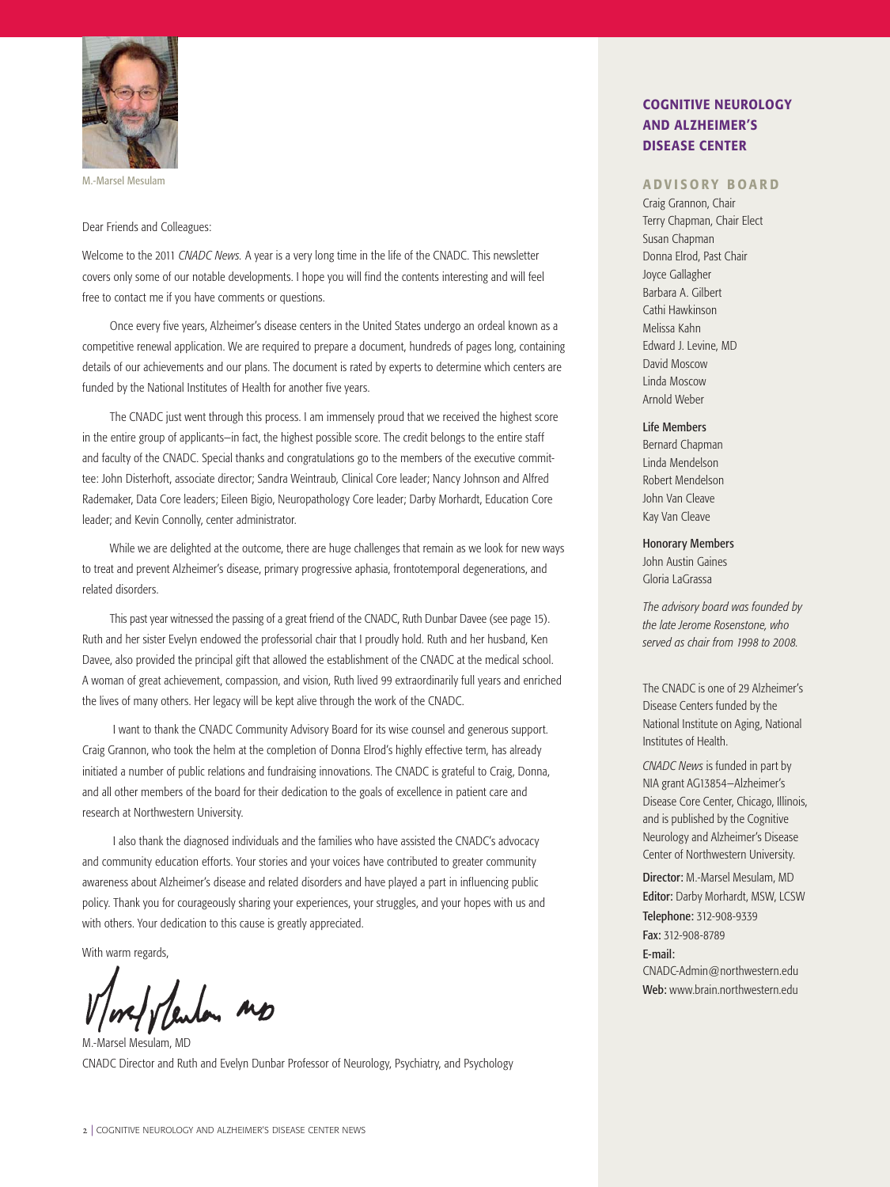M.-Marsel Mesulam

Dear Friends and Colleagues:

Welcome to the 2011 *CNADC News.* A year is a very long time in the life of the CNADC. This newsletter covers only some of our notable developments. I hope you will find the contents interesting and will feel free to contact me if you have comments or questions.

Once every five years, Alzheimer's disease centers in the United States undergo an ordeal known as a competitive renewal application. We are required to prepare a document, hundreds of pages long, containing details of our achievements and our plans. The document is rated by experts to determine which centers are funded by the National Institutes of Health for another five years.

The CNADC just went through this process. I am immensely proud that we received the highest score in the entire group of applicants—in fact, the highest possible score. The credit belongs to the entire staff and faculty of the CNADC. Special thanks and congratulations go to the members of the executive committee: John Disterhoft, associate director; Sandra Weintraub, Clinical Core leader; Nancy Johnson and Alfred Rademaker, Data Core leaders; Eileen Bigio, Neuropathology Core leader; Darby Morhardt, Education Core leader; and Kevin Connolly, center administrator.

While we are delighted at the outcome, there are huge challenges that remain as we look for new ways to treat and prevent Alzheimer's disease, primary progressive aphasia, frontotemporal degenerations, and related disorders.

This past year witnessed the passing of a great friend of the CNADC, Ruth Dunbar Davee (see page 15). Ruth and her sister Evelyn endowed the professorial chair that I proudly hold. Ruth and her husband, Ken Davee, also provided the principal gift that allowed the establishment of the CNADC at the medical school. A woman of great achievement, compassion, and vision, Ruth lived 99 extraordinarily full years and enriched the lives of many others. Her legacy will be kept alive through the work of the CNADC.

I want to thank the CNADC Community Advisory Board for its wise counsel and generous support. Craig Grannon, who took the helm at the completion of Donna Elrod's highly effective term, has already initiated a number of public relations and fundraising innovations. The CNADC is grateful to Craig, Donna, and all other members of the board for their dedication to the goals of excellence in patient care and research at Northwestern University.

I also thank the diagnosed individuals and the families who have assisted the CNADC's advocacy and community education efforts. Your stories and your voices have contributed to greater community awareness about Alzheimer's disease and related disorders and have played a part in influencing public policy. Thank you for courageously sharing your experiences, your struggles, and your hopes with us and with others. Your dedication to this cause is greatly appreciated.

With warm regards,

M.-Marsel Mesulam, MD
CNADC Director and Ruth and Evelyn Dunbar Professor of Neurology, Psychiatry, and Psychology

## COGNITIVE NEUROLOGY AND ALZHEIMER'S DISEASE CENTER

### ADVISORY BOARD

Craig Grannon, Chair
Terry Chapman, Chair Elect
Susan Chapman
Donna Elrod, Past Chair
Joyce Gallagher
Barbara A. Gilbert
Cathi Hawkinson
Melissa Kahn
Edward J. Levine, MD
David Moscow
Linda Moscow
Arnold Weber

**Life Members**
Bernard Chapman
Linda Mendelson
Robert Mendelson
John Van Cleave
Kay Van Cleave

**Honorary Members**
John Austin Gaines
Gloria LaGrassa

*The advisory board was founded by the late Jerome Rosenstone, who served as chair from 1998 to 2008.*

The CNADC is one of 29 Alzheimer's Disease Centers funded by the National Institute on Aging, National Institutes of Health.

*CNADC News* is funded in part by NIA grant AG13854—Alzheimer's Disease Core Center, Chicago, Illinois, and is published by the Cognitive Neurology and Alzheimer's Disease Center of Northwestern University.

**Director:** M.-Marsel Mesulam, MD
**Editor:** Darby Morhardt, MSW, LCSW
**Telephone:** 312-908-9339
**Fax:** 312-908-8789
**E-mail:** CNADC-Admin@northwestern.edu
**Web:** www.brain.northwestern.edu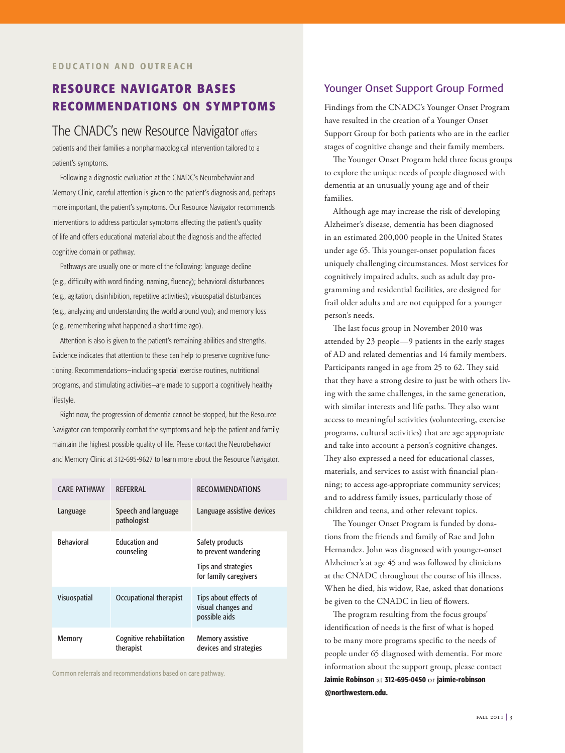EDUCATION AND OUTREACH

## RESOURCE NAVIGATOR BASES RECOMMENDATIONS ON SYMPTOMS

The CNADC's new Resource Navigator offers patients and their families a nonpharmacological intervention tailored to a patient's symptoms.

Following a diagnostic evaluation at the CNADC's Neurobehavior and Memory Clinic, careful attention is given to the patient's diagnosis and, perhaps more important, the patient's symptoms. Our Resource Navigator recommends interventions to address particular symptoms affecting the patient's quality of life and offers educational material about the diagnosis and the affected cognitive domain or pathway.

Pathways are usually one or more of the following: language decline (e.g., difficulty with word finding, naming, fluency); behavioral disturbances (e.g., agitation, disinhibition, repetitive activities); visuospatial disturbances (e.g., analyzing and understanding the world around you); and memory loss (e.g., remembering what happened a short time ago).

Attention is also is given to the patient's remaining abilities and strengths. Evidence indicates that attention to these can help to preserve cognitive functioning. Recommendations—including special exercise routines, nutritional programs, and stimulating activities—are made to support a cognitively healthy lifestyle.

Right now, the progression of dementia cannot be stopped, but the Resource Navigator can temporarily combat the symptoms and help the patient and family maintain the highest possible quality of life. Please contact the Neurobehavior and Memory Clinic at 312-695-9627 to learn more about the Resource Navigator.

| CARE PATHWAY | REFERRAL | RECOMMENDATIONS |
|---|---|---|
| Language | Speech and language pathologist | Language assistive devices |
| Behavioral | Education and counseling | Safety products to prevent wandering<br>Tips and strategies for family caregivers |
| Visuospatial | Occupational therapist | Tips about effects of visual changes and possible aids |
| Memory | Cognitive rehabilitation therapist | Memory assistive devices and strategies |

Common referrals and recommendations based on care pathway.

## Younger Onset Support Group Formed

Findings from the CNADC's Younger Onset Program have resulted in the creation of a Younger Onset Support Group for both patients who are in the earlier stages of cognitive change and their family members.

The Younger Onset Program held three focus groups to explore the unique needs of people diagnosed with dementia at an unusually young age and of their families.

Although age may increase the risk of developing Alzheimer's disease, dementia has been diagnosed in an estimated 200,000 people in the United States under age 65. This younger-onset population faces uniquely challenging circumstances. Most services for cognitively impaired adults, such as adult day programming and residential facilities, are designed for frail older adults and are not equipped for a younger person's needs.

The last focus group in November 2010 was attended by 23 people—9 patients in the early stages of AD and related dementias and 14 family members. Participants ranged in age from 25 to 62. They said that they have a strong desire to just be with others living with the same challenges, in the same generation, with similar interests and life paths. They also want access to meaningful activities (volunteering, exercise programs, cultural activities) that are age appropriate and take into account a person's cognitive changes. They also expressed a need for educational classes, materials, and services to assist with financial planning; to access age-appropriate community services; and to address family issues, particularly those of children and teens, and other relevant topics.

The Younger Onset Program is funded by donations from the friends and family of Rae and John Hernandez. John was diagnosed with younger-onset Alzheimer's at age 45 and was followed by clinicians at the CNADC throughout the course of his illness. When he died, his widow, Rae, asked that donations be given to the CNADC in lieu of flowers.

The program resulting from the focus groups' identification of needs is the first of what is hoped to be many more programs specific to the needs of people under 65 diagnosed with dementia. For more information about the support group, please contact **Jaimie Robinson** at **312-695-0450** or **jaimie-robinson@northwestern.edu.**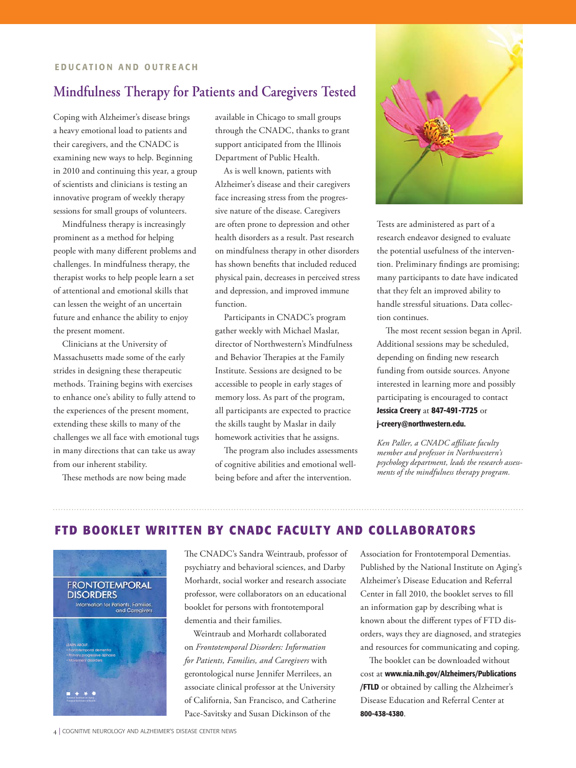EDUCATION AND OUTREACH

## Mindfulness Therapy for Patients and Caregivers Tested

Coping with Alzheimer's disease brings a heavy emotional load to patients and their caregivers, and the CNADC is examining new ways to help. Beginning in 2010 and continuing this year, a group of scientists and clinicians is testing an innovative program of weekly therapy sessions for small groups of volunteers.

Mindfulness therapy is increasingly prominent as a method for helping people with many different problems and challenges. In mindfulness therapy, the therapist works to help people learn a set of attentional and emotional skills that can lessen the weight of an uncertain future and enhance the ability to enjoy the present moment.

Clinicians at the University of Massachusetts made some of the early strides in designing these therapeutic methods. Training begins with exercises to enhance one's ability to fully attend to the experiences of the present moment, extending these skills to many of the challenges we all face with emotional tugs in many directions that can take us away from our inherent stability.

These methods are now being made available in Chicago to small groups through the CNADC, thanks to grant support anticipated from the Illinois Department of Public Health.

As is well known, patients with Alzheimer's disease and their caregivers face increasing stress from the progressive nature of the disease. Caregivers are often prone to depression and other health disorders as a result. Past research on mindfulness therapy in other disorders has shown benefits that included reduced physical pain, decreases in perceived stress and depression, and improved immune function.

Participants in CNADC's program gather weekly with Michael Maslar, director of Northwestern's Mindfulness and Behavior Therapies at the Family Institute. Sessions are designed to be accessible to people in early stages of memory loss. As part of the program, all participants are expected to practice the skills taught by Maslar in daily homework activities that he assigns.

The program also includes assessments of cognitive abilities and emotional well-being before and after the intervention. Tests are administered as part of a research endeavor designed to evaluate the potential usefulness of the intervention. Preliminary findings are promising; many participants to date have indicated that they felt an improved ability to handle stressful situations. Data collection continues.

The most recent session began in April. Additional sessions may be scheduled, depending on finding new research funding from outside sources. Anyone interested in learning more and possibly participating is encouraged to contact **Jessica Creery** at **847-491-7725** or **j-creery@northwestern.edu.**

*Ken Paller, a CNADC affiliate faculty member and professor in Northwestern's psychology department, leads the research assessments of the mindfulness therapy program.*

## FTD BOOKLET WRITTEN BY CNADC FACULTY AND COLLABORATORS

The CNADC's Sandra Weintraub, professor of psychiatry and behavioral sciences, and Darby Morhardt, social worker and research associate professor, were collaborators on an educational booklet for persons with frontotemporal dementia and their families.

Weintraub and Morhardt collaborated on *Frontotemporal Disorders: Information for Patients, Families, and Caregivers* with gerontological nurse Jennifer Merrilees, an associate clinical professor at the University of California, San Francisco, and Catherine Pace-Savitsky and Susan Dickinson of the Association for Frontotemporal Dementias. Published by the National Institute on Aging's Alzheimer's Disease Education and Referral Center in fall 2010, the booklet serves to fill an information gap by describing what is known about the different types of FTD disorders, ways they are diagnosed, and strategies and resources for communicating and coping.

The booklet can be downloaded without cost at **www.nia.nih.gov/Alzheimers/Publications/FTLD** or obtained by calling the Alzheimer's Disease Education and Referral Center at **800-438-4380**.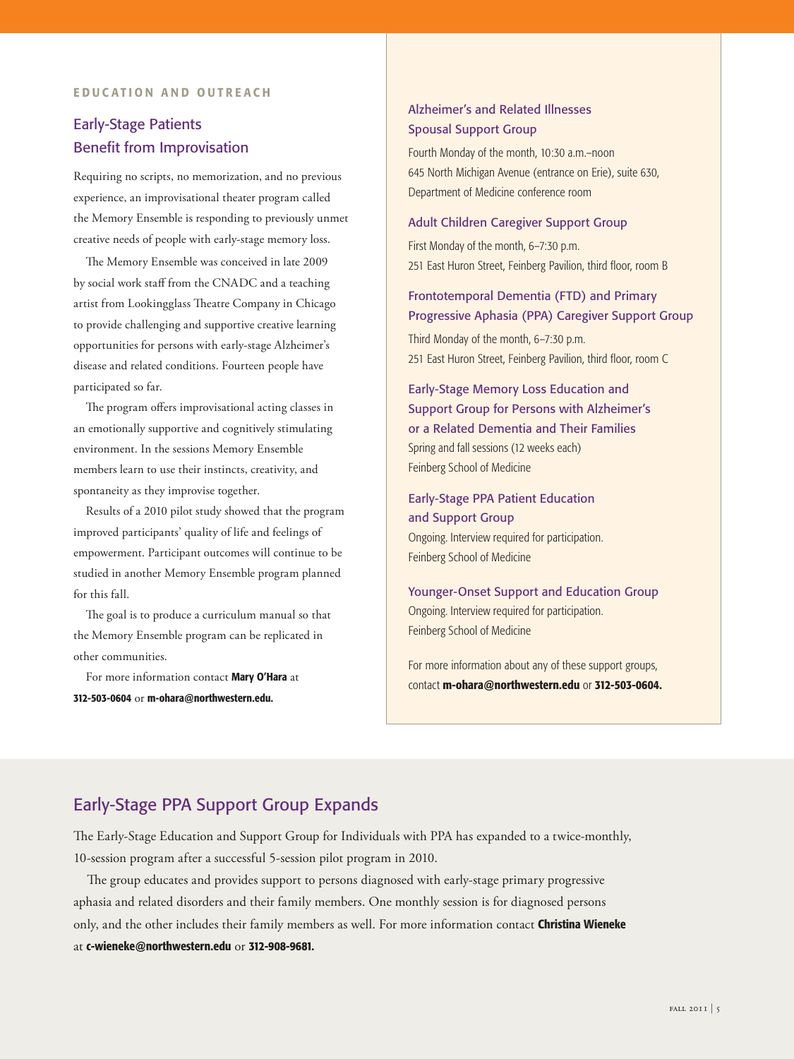EDUCATION AND OUTREACH

## Early-Stage Patients Benefit from Improvisation

Requiring no scripts, no memorization, and no previous experience, an improvisational theater program called the Memory Ensemble is responding to previously unmet creative needs of people with early-stage memory loss.

The Memory Ensemble was conceived in late 2009 by social work staff from the CNADC and a teaching artist from Lookingglass Theatre Company in Chicago to provide challenging and supportive creative learning opportunities for persons with early-stage Alzheimer's disease and related conditions. Fourteen people have participated so far.

The program offers improvisational acting classes in an emotionally supportive and cognitively stimulating environment. In the sessions Memory Ensemble members learn to use their instincts, creativity, and spontaneity as they improvise together.

Results of a 2010 pilot study showed that the program improved participants' quality of life and feelings of empowerment. Participant outcomes will continue to be studied in another Memory Ensemble program planned for this fall.

The goal is to produce a curriculum manual so that the Memory Ensemble program can be replicated in other communities.

For more information contact **Mary O'Hara** at **312-503-0604** or **m-ohara@northwestern.edu.**

### Alzheimer's and Related Illnesses Spousal Support Group

Fourth Monday of the month, 10:30 a.m.–noon
645 North Michigan Avenue (entrance on Erie), suite 630, Department of Medicine conference room

### Adult Children Caregiver Support Group

First Monday of the month, 6–7:30 p.m.
251 East Huron Street, Feinberg Pavilion, third floor, room B

### Frontotemporal Dementia (FTD) and Primary Progressive Aphasia (PPA) Caregiver Support Group

Third Monday of the month, 6–7:30 p.m.
251 East Huron Street, Feinberg Pavilion, third floor, room C

### Early-Stage Memory Loss Education and Support Group for Persons with Alzheimer's or a Related Dementia and Their Families

Spring and fall sessions (12 weeks each)
Feinberg School of Medicine

### Early-Stage PPA Patient Education and Support Group

Ongoing. Interview required for participation.
Feinberg School of Medicine

### Younger-Onset Support and Education Group

Ongoing. Interview required for participation.
Feinberg School of Medicine

For more information about any of these support groups, contact **m-ohara@northwestern.edu** or **312-503-0604.**

## Early-Stage PPA Support Group Expands

The Early-Stage Education and Support Group for Individuals with PPA has expanded to a twice-monthly, 10-session program after a successful 5-session pilot program in 2010.

The group educates and provides support to persons diagnosed with early-stage primary progressive aphasia and related disorders and their family members. One monthly session is for diagnosed persons only, and the other includes their family members as well. For more information contact **Christina Wieneke** at **c-wieneke@northwestern.edu** or **312-908-9681.**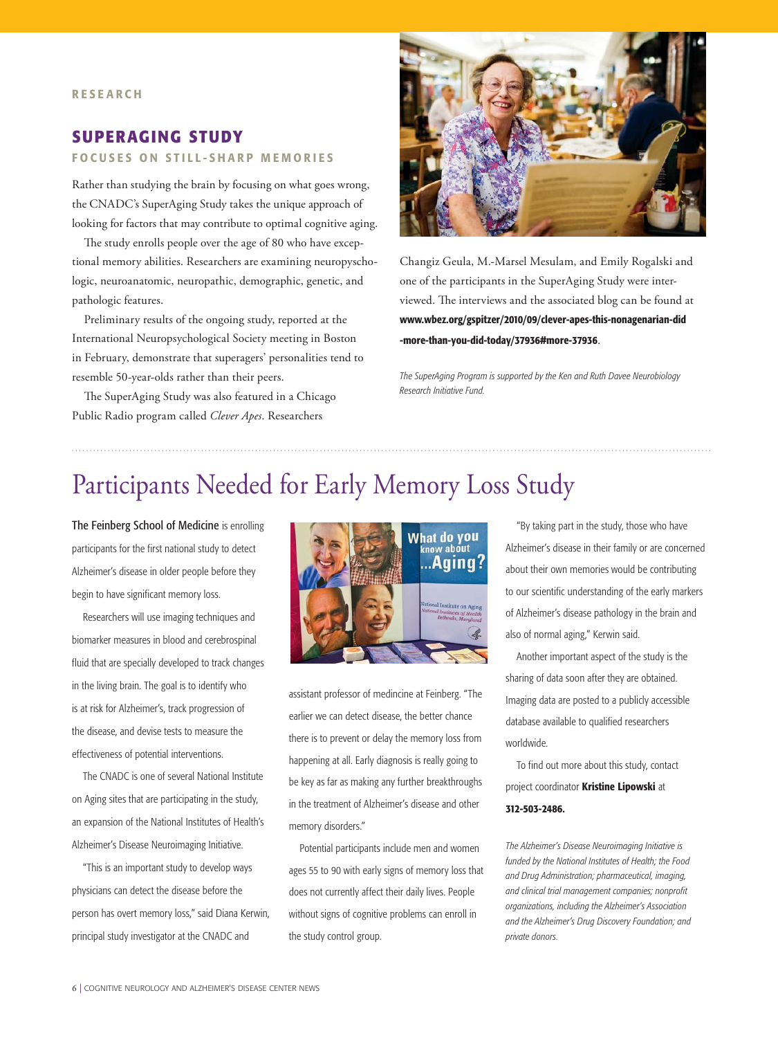RESEARCH

## SUPERAGING STUDY

### FOCUSES ON STILL-SHARP MEMORIES

Rather than studying the brain by focusing on what goes wrong, the CNADC's SuperAging Study takes the unique approach of looking for factors that may contribute to optimal cognitive aging.

The study enrolls people over the age of 80 who have exceptional memory abilities. Researchers are examining neuropyschologic, neuroanatomic, neuropathic, demographic, genetic, and pathologic features.

Preliminary results of the ongoing study, reported at the International Neuropsychological Society meeting in Boston in February, demonstrate that superagers' personalities tend to resemble 50-year-olds rather than their peers.

The SuperAging Study was also featured in a Chicago Public Radio program called *Clever Apes*. Researchers Changiz Geula, M.-Marsel Mesulam, and Emily Rogalski and one of the participants in the SuperAging Study were interviewed. The interviews and the associated blog can be found at **www.wbez.org/gspitzer/2010/09/clever-apes-this-nonagenarian-did-more-than-you-did-today/37936#more-37936**.

*The SuperAging Program is supported by the Ken and Ruth Davee Neurobiology Research Initiative Fund.*

# Participants Needed for Early Memory Loss Study

The Feinberg School of Medicine is enrolling participants for the first national study to detect Alzheimer's disease in older people before they begin to have significant memory loss.

Researchers will use imaging techniques and biomarker measures in blood and cerebrospinal fluid that are specially developed to track changes in the living brain. The goal is to identify who is at risk for Alzheimer's, track progression of the disease, and devise tests to measure the effectiveness of potential interventions.

The CNADC is one of several National Institute on Aging sites that are participating in the study, an expansion of the National Institutes of Health's Alzheimer's Disease Neuroimaging Initiative.

"This is an important study to develop ways physicians can detect the disease before the person has overt memory loss," said Diana Kerwin, principal study investigator at the CNADC and assistant professor of medincine at Feinberg. "The earlier we can detect disease, the better chance there is to prevent or delay the memory loss from happening at all. Early diagnosis is really going to be key as far as making any further breakthroughs in the treatment of Alzheimer's disease and other memory disorders."

Potential participants include men and women ages 55 to 90 with early signs of memory loss that does not currently affect their daily lives. People without signs of cognitive problems can enroll in the study control group.

"By taking part in the study, those who have Alzheimer's disease in their family or are concerned about their own memories would be contributing to our scientific understanding of the early markers of Alzheimer's disease pathology in the brain and also of normal aging," Kerwin said.

Another important aspect of the study is the sharing of data soon after they are obtained. Imaging data are posted to a publicly accessible database available to qualified researchers worldwide.

To find out more about this study, contact project coordinator **Kristine Lipowski** at **312-503-2486.**

*The Alzheimer's Disease Neuroimaging Initiative is funded by the National Institutes of Health; the Food and Drug Administration; pharmaceutical, imaging, and clinical trial management companies; nonprofit organizations, including the Alzheimer's Association and the Alzheimer's Drug Discovery Foundation; and private donors.*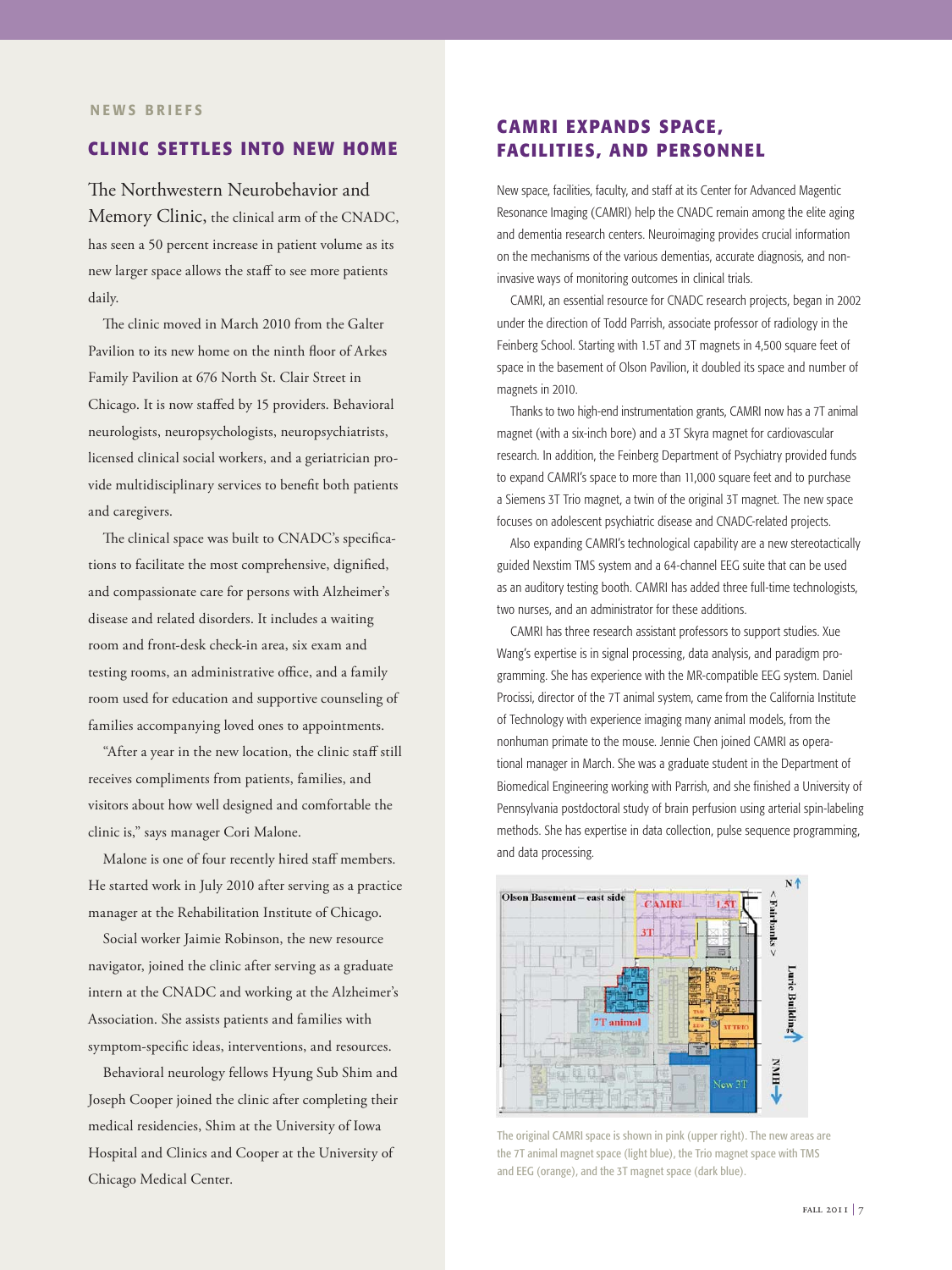NEWS BRIEFS

## CLINIC SETTLES INTO NEW HOME

The Northwestern Neurobehavior and Memory Clinic, the clinical arm of the CNADC, has seen a 50 percent increase in patient volume as its new larger space allows the staff to see more patients daily.

The clinic moved in March 2010 from the Galter Pavilion to its new home on the ninth floor of Arkes Family Pavilion at 676 North St. Clair Street in Chicago. It is now staffed by 15 providers. Behavioral neurologists, neuropsychologists, neuropsychiatrists, licensed clinical social workers, and a geriatrician provide multidisciplinary services to benefit both patients and caregivers.

The clinical space was built to CNADC's specifications to facilitate the most comprehensive, dignified, and compassionate care for persons with Alzheimer's disease and related disorders. It includes a waiting room and front-desk check-in area, six exam and testing rooms, an administrative office, and a family room used for education and supportive counseling of families accompanying loved ones to appointments.

"After a year in the new location, the clinic staff still receives compliments from patients, families, and visitors about how well designed and comfortable the clinic is," says manager Cori Malone.

Malone is one of four recently hired staff members. He started work in July 2010 after serving as a practice manager at the Rehabilitation Institute of Chicago.

Social worker Jaimie Robinson, the new resource navigator, joined the clinic after serving as a graduate intern at the CNADC and working at the Alzheimer's Association. She assists patients and families with symptom-specific ideas, interventions, and resources.

Behavioral neurology fellows Hyung Sub Shim and Joseph Cooper joined the clinic after completing their medical residencies, Shim at the University of Iowa Hospital and Clinics and Cooper at the University of Chicago Medical Center.

## CAMRI EXPANDS SPACE, FACILITIES, AND PERSONNEL

New space, facilities, faculty, and staff at its Center for Advanced Magentic Resonance Imaging (CAMRI) help the CNADC remain among the elite aging and dementia research centers. Neuroimaging provides crucial information on the mechanisms of the various dementias, accurate diagnosis, and non-invasive ways of monitoring outcomes in clinical trials.

CAMRI, an essential resource for CNADC research projects, began in 2002 under the direction of Todd Parrish, associate professor of radiology in the Feinberg School. Starting with 1.5T and 3T magnets in 4,500 square feet of space in the basement of Olson Pavilion, it doubled its space and number of magnets in 2010.

Thanks to two high-end instrumentation grants, CAMRI now has a 7T animal magnet (with a six-inch bore) and a 3T Skyra magnet for cardiovascular research. In addition, the Feinberg Department of Psychiatry provided funds to expand CAMRI's space to more than 11,000 square feet and to purchase a Siemens 3T Trio magnet, a twin of the original 3T magnet. The new space focuses on adolescent psychiatric disease and CNADC-related projects.

Also expanding CAMRI's technological capability are a new stereotactically guided Nexstim TMS system and a 64-channel EEG suite that can be used as an auditory testing booth. CAMRI has added three full-time technologists, two nurses, and an administrator for these additions.

CAMRI has three research assistant professors to support studies. Xue Wang's expertise is in signal processing, data analysis, and paradigm programming. She has experience with the MR-compatible EEG system. Daniel Procissi, director of the 7T animal system, came from the California Institute of Technology with experience imaging many animal models, from the nonhuman primate to the mouse. Jennie Chen joined CAMRI as operational manager in March. She was a graduate student in the Department of Biomedical Engineering working with Parrish, and she finished a University of Pennsylvania postdoctoral study of brain perfusion using arterial spin-labeling methods. She has expertise in data collection, pulse sequence programming, and data processing.

The original CAMRI space is shown in pink (upper right). The new areas are the 7T animal magnet space (light blue), the Trio magnet space with TMS and EEG (orange), and the 3T magnet space (dark blue).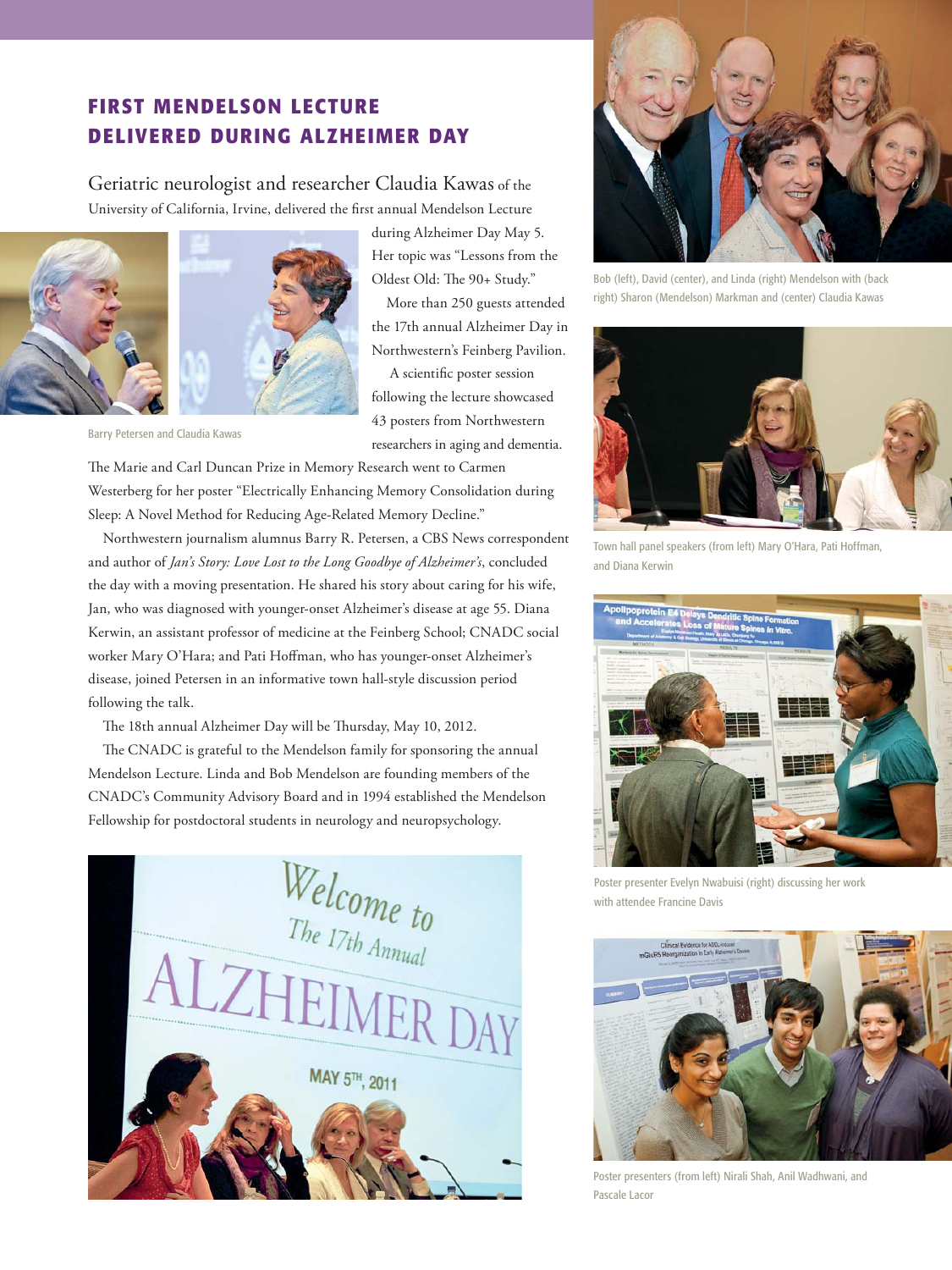# FIRST MENDELSON LECTURE DELIVERED DURING ALZHEIMER DAY

Geriatric neurologist and researcher Claudia Kawas of the University of California, Irvine, delivered the first annual Mendelson Lecture during Alzheimer Day May 5. Her topic was "Lessons from the Oldest Old: The 90+ Study."

More than 250 guests attended the 17th annual Alzheimer Day in Northwestern's Feinberg Pavilion.

A scientific poster session following the lecture showcased 43 posters from Northwestern researchers in aging and dementia. The Marie and Carl Duncan Prize in Memory Research went to Carmen Westerberg for her poster "Electrically Enhancing Memory Consolidation during Sleep: A Novel Method for Reducing Age-Related Memory Decline."

Barry Petersen and Claudia Kawas

Northwestern journalism alumnus Barry R. Petersen, a CBS News correspondent and author of *Jan's Story: Love Lost to the Long Goodbye of Alzheimer's*, concluded the day with a moving presentation. He shared his story about caring for his wife, Jan, who was diagnosed with younger-onset Alzheimer's disease at age 55. Diana Kerwin, an assistant professor of medicine at the Feinberg School; CNADC social worker Mary O'Hara; and Pati Hoffman, who has younger-onset Alzheimer's disease, joined Petersen in an informative town hall-style discussion period following the talk.

The 18th annual Alzheimer Day will be Thursday, May 10, 2012.

The CNADC is grateful to the Mendelson family for sponsoring the annual Mendelson Lecture. Linda and Bob Mendelson are founding members of the CNADC's Community Advisory Board and in 1994 established the Mendelson Fellowship for postdoctoral students in neurology and neuropsychology.

Bob (left), David (center), and Linda (right) Mendelson with (back right) Sharon (Mendelson) Markman and (center) Claudia Kawas

Town hall panel speakers (from left) Mary O'Hara, Pati Hoffman, and Diana Kerwin

Poster presenter Evelyn Nwabuisi (right) discussing her work with attendee Francine Davis

Poster presenters (from left) Nirali Shah, Anil Wadhwani, and Pascale Lacor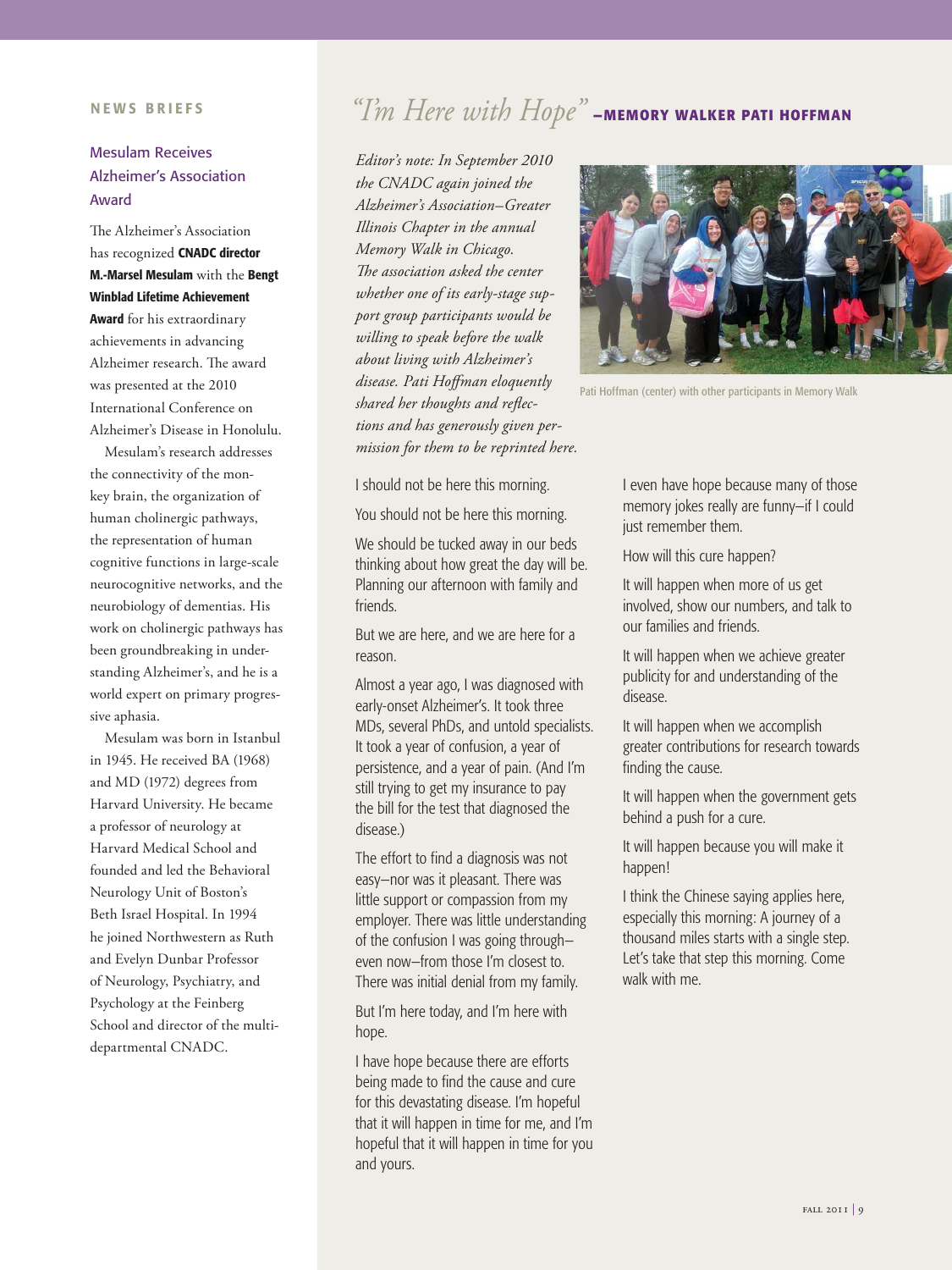NEWS BRIEFS

## Mesulam Receives Alzheimer's Association Award

The Alzheimer's Association has recognized **CNADC director M.-Marsel Mesulam** with the **Bengt Winblad Lifetime Achievement Award** for his extraordinary achievements in advancing Alzheimer research. The award was presented at the 2010 International Conference on Alzheimer's Disease in Honolulu.

Mesulam's research addresses the connectivity of the monkey brain, the organization of human cholinergic pathways, the representation of human cognitive functions in large-scale neurocognitive networks, and the neurobiology of dementias. His work on cholinergic pathways has been groundbreaking in understanding Alzheimer's, and he is a world expert on primary progressive aphasia.

Mesulam was born in Istanbul in 1945. He received BA (1968) and MD (1972) degrees from Harvard University. He became a professor of neurology at Harvard Medical School and founded and led the Behavioral Neurology Unit of Boston's Beth Israel Hospital. In 1994 he joined Northwestern as Ruth and Evelyn Dunbar Professor of Neurology, Psychiatry, and Psychology at the Feinberg School and director of the multidepartmental CNADC.

## *"I'm Here with Hope"* —MEMORY WALKER PATI HOFFMAN

*Editor's note: In September 2010 the CNADC again joined the Alzheimer's Association–Greater Illinois Chapter in the annual Memory Walk in Chicago. The association asked the center whether one of its early-stage support group participants would be willing to speak before the walk about living with Alzheimer's disease. Pati Hoffman eloquently shared her thoughts and reflections and has generously given permission for them to be reprinted here.*

Pati Hoffman (center) with other participants in Memory Walk

I should not be here this morning.

You should not be here this morning.

We should be tucked away in our beds thinking about how great the day will be. Planning our afternoon with family and friends.

But we are here, and we are here for a reason.

Almost a year ago, I was diagnosed with early-onset Alzheimer's. It took three MDs, several PhDs, and untold specialists. It took a year of confusion, a year of persistence, and a year of pain. (And I'm still trying to get my insurance to pay the bill for the test that diagnosed the disease.)

The effort to find a diagnosis was not easy—nor was it pleasant. There was little support or compassion from my employer. There was little understanding of the confusion I was going through—even now—from those I'm closest to. There was initial denial from my family.

But I'm here today, and I'm here with hope.

I have hope because there are efforts being made to find the cause and cure for this devastating disease. I'm hopeful that it will happen in time for me, and I'm hopeful that it will happen in time for you and yours.

I even have hope because many of those memory jokes really are funny—if I could just remember them.

How will this cure happen?

It will happen when more of us get involved, show our numbers, and talk to our families and friends.

It will happen when we achieve greater publicity for and understanding of the disease.

It will happen when we accomplish greater contributions for research towards finding the cause.

It will happen when the government gets behind a push for a cure.

It will happen because you will make it happen!

I think the Chinese saying applies here, especially this morning: A journey of a thousand miles starts with a single step. Let's take that step this morning. Come walk with me.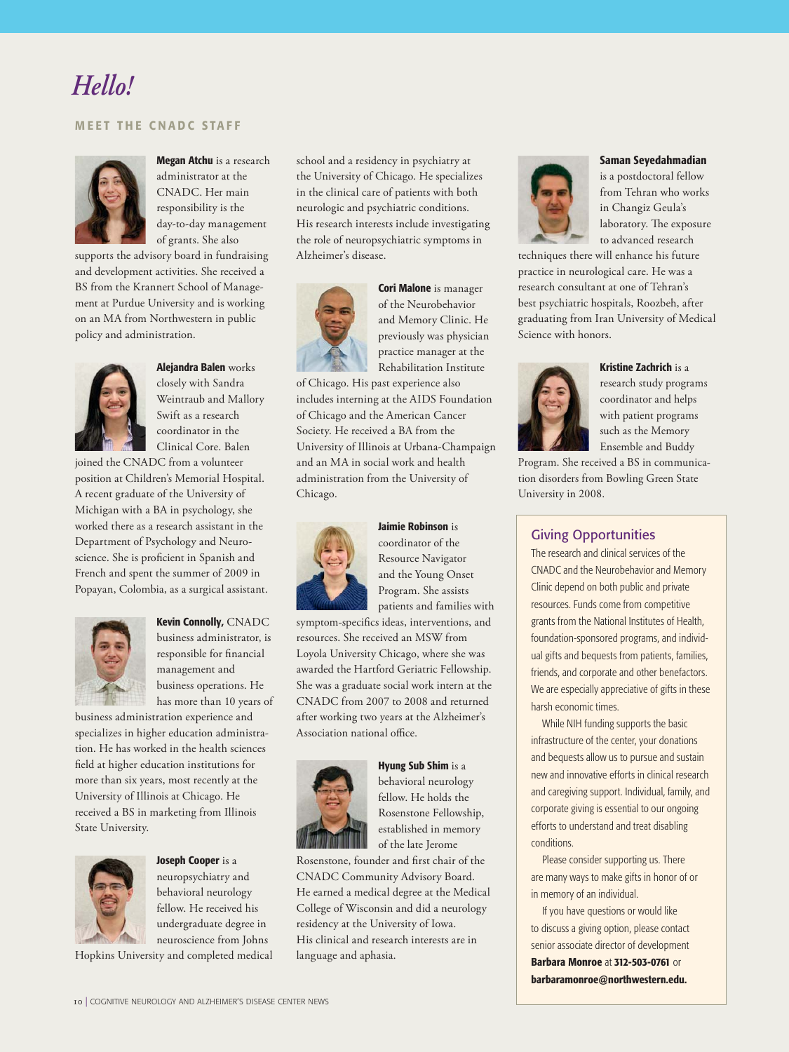# Hello!

## MEET THE CNADC STAFF

**Megan Atchu** is a research administrator at the CNADC. Her main responsibility is the day-to-day management of grants. She also supports the advisory board in fundraising and development activities. She received a BS from the Krannert School of Management at Purdue University and is working on an MA from Northwestern in public policy and administration.

**Alejandra Balen** works closely with Sandra Weintraub and Mallory Swift as a research coordinator in the Clinical Core. Balen joined the CNADC from a volunteer position at Children's Memorial Hospital. A recent graduate of the University of Michigan with a BA in psychology, she worked there as a research assistant in the Department of Psychology and Neuroscience. She is proficient in Spanish and French and spent the summer of 2009 in Popayan, Colombia, as a surgical assistant.

**Kevin Connolly,** CNADC business administrator, is responsible for financial management and business operations. He has more than 10 years of business administration experience and specializes in higher education administration. He has worked in the health sciences field at higher education institutions for more than six years, most recently at the University of Illinois at Chicago. He received a BS in marketing from Illinois State University.

**Joseph Cooper** is a neuropsychiatry and behavioral neurology fellow. He received his undergraduate degree in neuroscience from Johns Hopkins University and completed medical school and a residency in psychiatry at the University of Chicago. He specializes in the clinical care of patients with both neurologic and psychiatric conditions. His research interests include investigating the role of neuropsychiatric symptoms in Alzheimer's disease.

**Cori Malone** is manager of the Neurobehavior and Memory Clinic. He previously was physician practice manager at the Rehabilitation Institute of Chicago. His past experience also includes interning at the AIDS Foundation of Chicago and the American Cancer Society. He received a BA from the University of Illinois at Urbana-Champaign and an MA in social work and health administration from the University of Chicago.

**Jaimie Robinson** is coordinator of the Resource Navigator and the Young Onset Program. She assists patients and families with symptom-specifics ideas, interventions, and resources. She received an MSW from Loyola University Chicago, where she was awarded the Hartford Geriatric Fellowship. She was a graduate social work intern at the CNADC from 2007 to 2008 and returned after working two years at the Alzheimer's Association national office.

**Hyung Sub Shim** is a behavioral neurology fellow. He holds the Rosenstone Fellowship, established in memory of the late Jerome Rosenstone, founder and first chair of the CNADC Community Advisory Board. He earned a medical degree at the Medical College of Wisconsin and did a neurology residency at the University of Iowa. His clinical and research interests are in language and aphasia.

**Saman Seyedahmadian** is a postdoctoral fellow from Tehran who works in Changiz Geula's laboratory. The exposure to advanced research techniques there will enhance his future practice in neurological care. He was a research consultant at one of Tehran's best psychiatric hospitals, Roozbeh, after graduating from Iran University of Medical Science with honors.

**Kristine Zachrich** is a research study programs coordinator and helps with patient programs such as the Memory Ensemble and Buddy Program. She received a BS in communication disorders from Bowling Green State University in 2008.

### Giving Opportunities

The research and clinical services of the CNADC and the Neurobehavior and Memory Clinic depend on both public and private resources. Funds come from competitive grants from the National Institutes of Health, foundation-sponsored programs, and individual gifts and bequests from patients, families, friends, and corporate and other benefactors. We are especially appreciative of gifts in these harsh economic times.

While NIH funding supports the basic infrastructure of the center, your donations and bequests allow us to pursue and sustain new and innovative efforts in clinical research and caregiving support. Individual, family, and corporate giving is essential to our ongoing efforts to understand and treat disabling conditions.

Please consider supporting us. There are many ways to make gifts in honor of or in memory of an individual.

If you have questions or would like to discuss a giving option, please contact senior associate director of development **Barbara Monroe** at **312-503-0761** or **barbaramonroe@northwestern.edu.**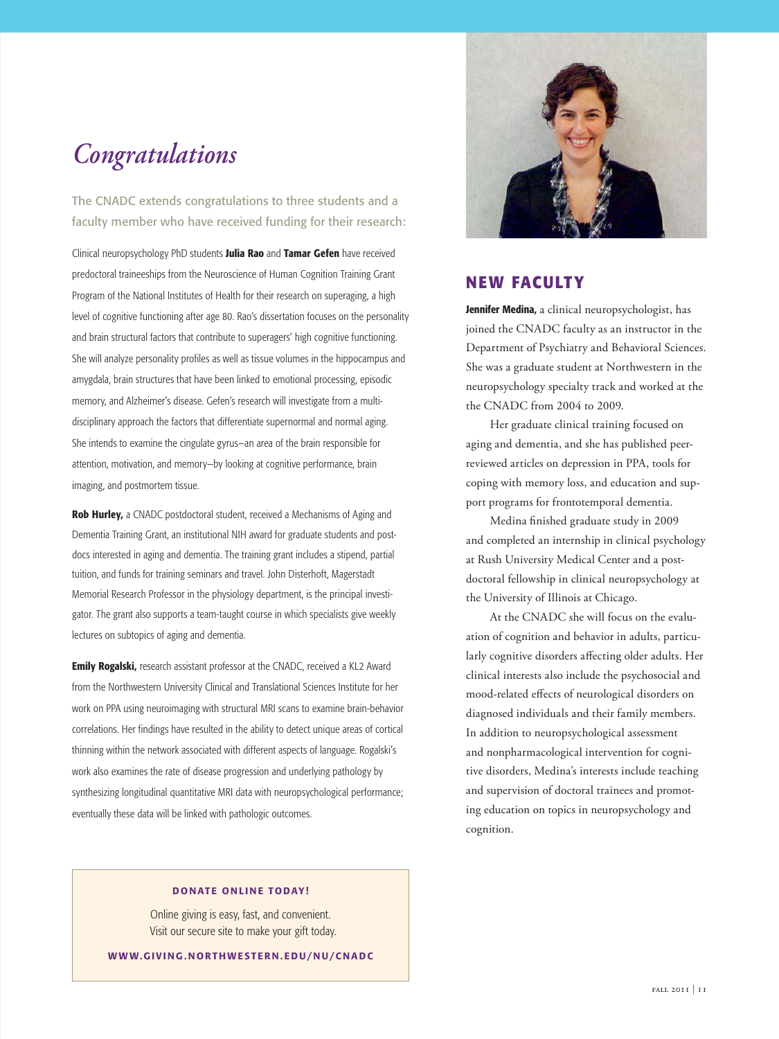# *Congratulations*

The CNADC extends congratulations to three students and a faculty member who have received funding for their research:

Clinical neuropsychology PhD students **Julia Rao** and **Tamar Gefen** have received predoctoral traineeships from the Neuroscience of Human Cognition Training Grant Program of the National Institutes of Health for their research on superaging, a high level of cognitive functioning after age 80. Rao's dissertation focuses on the personality and brain structural factors that contribute to superagers' high cognitive functioning. She will analyze personality profiles as well as tissue volumes in the hippocampus and amygdala, brain structures that have been linked to emotional processing, episodic memory, and Alzheimer's disease. Gefen's research will investigate from a multidisciplinary approach the factors that differentiate supernormal and normal aging. She intends to examine the cingulate gyrus—an area of the brain responsible for attention, motivation, and memory—by looking at cognitive performance, brain imaging, and postmortem tissue.

**Rob Hurley,** a CNADC postdoctoral student, received a Mechanisms of Aging and Dementia Training Grant, an institutional NIH award for graduate students and postdocs interested in aging and dementia. The training grant includes a stipend, partial tuition, and funds for training seminars and travel. John Disterhoft, Magerstadt Memorial Research Professor in the physiology department, is the principal investigator. The grant also supports a team-taught course in which specialists give weekly lectures on subtopics of aging and dementia.

**Emily Rogalski,** research assistant professor at the CNADC, received a KL2 Award from the Northwestern University Clinical and Translational Sciences Institute for her work on PPA using neuroimaging with structural MRI scans to examine brain-behavior correlations. Her findings have resulted in the ability to detect unique areas of cortical thinning within the network associated with different aspects of language. Rogalski's work also examines the rate of disease progression and underlying pathology by synthesizing longitudinal quantitative MRI data with neuropsychological performance; eventually these data will be linked with pathologic outcomes.

## NEW FACULTY

**Jennifer Medina,** a clinical neuropsychologist, has joined the CNADC faculty as an instructor in the Department of Psychiatry and Behavioral Sciences. She was a graduate student at Northwestern in the neuropsychology specialty track and worked at the the CNADC from 2004 to 2009.

Her graduate clinical training focused on aging and dementia, and she has published peer-reviewed articles on depression in PPA, tools for coping with memory loss, and education and support programs for frontotemporal dementia.

Medina finished graduate study in 2009 and completed an internship in clinical psychology at Rush University Medical Center and a postdoctoral fellowship in clinical neuropsychology at the University of Illinois at Chicago.

At the CNADC she will focus on the evaluation of cognition and behavior in adults, particularly cognitive disorders affecting older adults. Her clinical interests also include the psychosocial and mood-related effects of neurological disorders on diagnosed individuals and their family members. In addition to neuropsychological assessment and nonpharmacological intervention for cognitive disorders, Medina's interests include teaching and supervision of doctoral trainees and promoting education on topics in neuropsychology and cognition.

**DONATE ONLINE TODAY!**

Online giving is easy, fast, and convenient.
Visit our secure site to make your gift today.

**WWW.GIVING.NORTHWESTERN.EDU/NU/CNADC**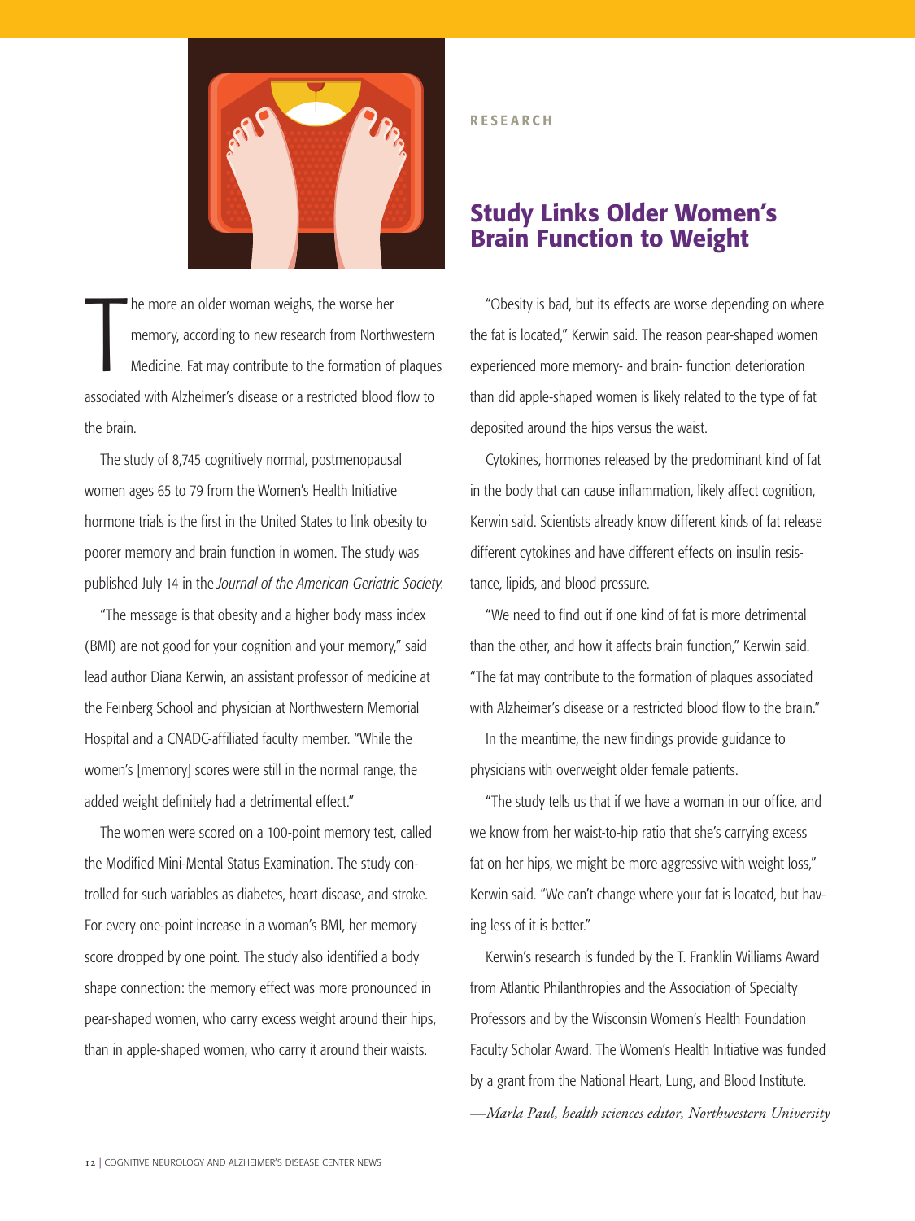RESEARCH

# Study Links Older Women's Brain Function to Weight

The more an older woman weighs, the worse her memory, according to new research from Northwestern Medicine. Fat may contribute to the formation of plaques associated with Alzheimer's disease or a restricted blood flow to the brain.

The study of 8,745 cognitively normal, postmenopausal women ages 65 to 79 from the Women's Health Initiative hormone trials is the first in the United States to link obesity to poorer memory and brain function in women. The study was published July 14 in the *Journal of the American Geriatric Society.*

"The message is that obesity and a higher body mass index (BMI) are not good for your cognition and your memory," said lead author Diana Kerwin, an assistant professor of medicine at the Feinberg School and physician at Northwestern Memorial Hospital and a CNADC-affiliated faculty member. "While the women's [memory] scores were still in the normal range, the added weight definitely had a detrimental effect."

The women were scored on a 100-point memory test, called the Modified Mini-Mental Status Examination. The study controlled for such variables as diabetes, heart disease, and stroke. For every one-point increase in a woman's BMI, her memory score dropped by one point. The study also identified a body shape connection: the memory effect was more pronounced in pear-shaped women, who carry excess weight around their hips, than in apple-shaped women, who carry it around their waists.

"Obesity is bad, but its effects are worse depending on where the fat is located," Kerwin said. The reason pear-shaped women experienced more memory- and brain- function deterioration than did apple-shaped women is likely related to the type of fat deposited around the hips versus the waist.

Cytokines, hormones released by the predominant kind of fat in the body that can cause inflammation, likely affect cognition, Kerwin said. Scientists already know different kinds of fat release different cytokines and have different effects on insulin resistance, lipids, and blood pressure.

"We need to find out if one kind of fat is more detrimental than the other, and how it affects brain function," Kerwin said. "The fat may contribute to the formation of plaques associated with Alzheimer's disease or a restricted blood flow to the brain."

In the meantime, the new findings provide guidance to physicians with overweight older female patients.

"The study tells us that if we have a woman in our office, and we know from her waist-to-hip ratio that she's carrying excess fat on her hips, we might be more aggressive with weight loss," Kerwin said. "We can't change where your fat is located, but having less of it is better."

Kerwin's research is funded by the T. Franklin Williams Award from Atlantic Philanthropies and the Association of Specialty Professors and by the Wisconsin Women's Health Foundation Faculty Scholar Award. The Women's Health Initiative was funded by a grant from the National Heart, Lung, and Blood Institute.

*—Marla Paul, health sciences editor, Northwestern University*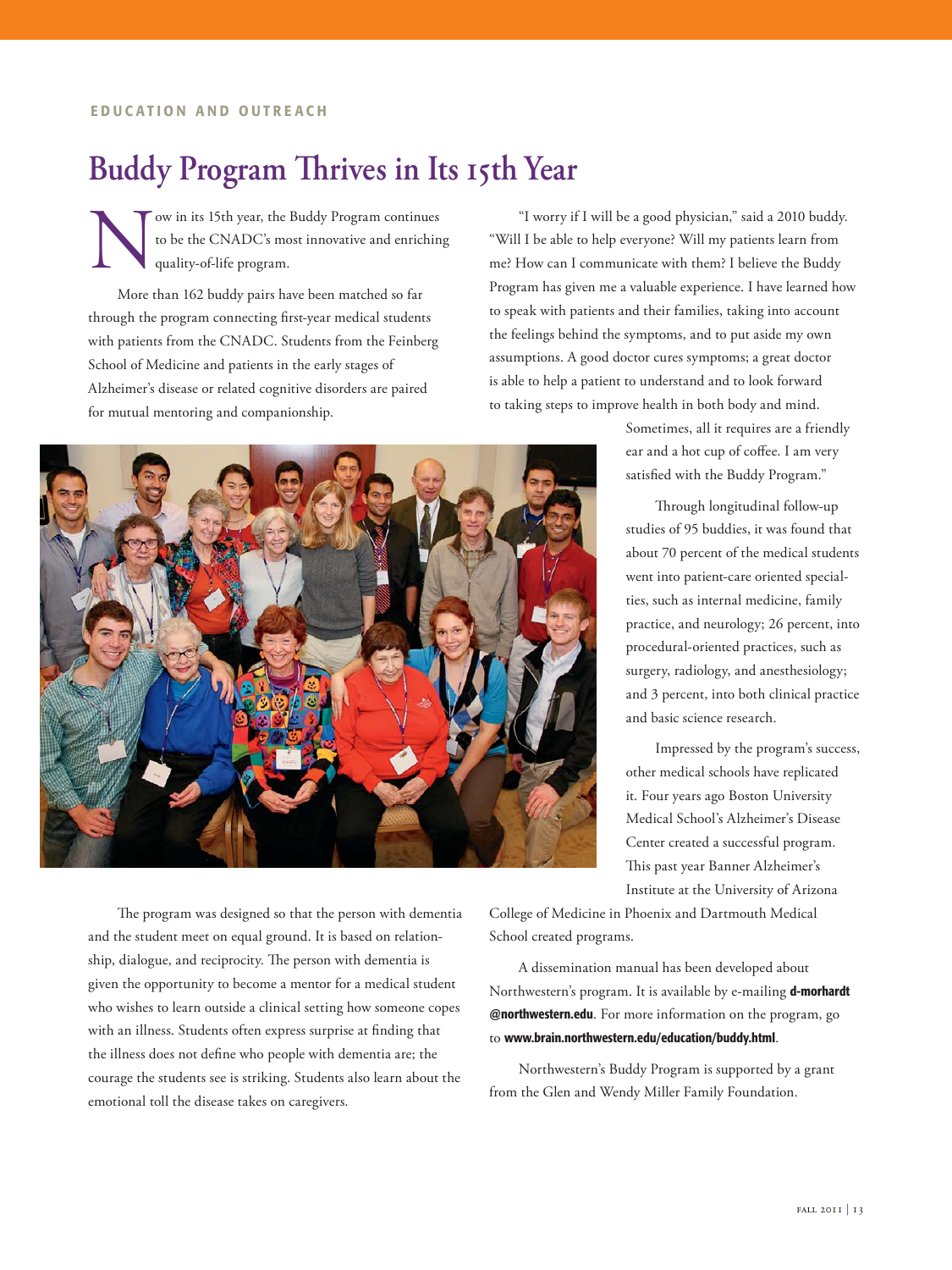EDUCATION AND OUTREACH

# Buddy Program Thrives in Its 15th Year

Now in its 15th year, the Buddy Program continues to be the CNADC's most innovative and enriching quality-of-life program.

More than 162 buddy pairs have been matched so far through the program connecting first-year medical students with patients from the CNADC. Students from the Feinberg School of Medicine and patients in the early stages of Alzheimer's disease or related cognitive disorders are paired for mutual mentoring and companionship.

The program was designed so that the person with dementia and the student meet on equal ground. It is based on relationship, dialogue, and reciprocity. The person with dementia is given the opportunity to become a mentor for a medical student who wishes to learn outside a clinical setting how someone copes with an illness. Students often express surprise at finding that the illness does not define who people with dementia are; the courage the students see is striking. Students also learn about the emotional toll the disease takes on caregivers.

"I worry if I will be a good physician," said a 2010 buddy. "Will I be able to help everyone? Will my patients learn from me? How can I communicate with them? I believe the Buddy Program has given me a valuable experience. I have learned how to speak with patients and their families, taking into account the feelings behind the symptoms, and to put aside my own assumptions. A good doctor cures symptoms; a great doctor is able to help a patient to understand and to look forward to taking steps to improve health in both body and mind. Sometimes, all it requires are a friendly ear and a hot cup of coffee. I am very satisfied with the Buddy Program."

Through longitudinal follow-up studies of 95 buddies, it was found that about 70 percent of the medical students went into patient-care oriented specialties, such as internal medicine, family practice, and neurology; 26 percent, into procedural-oriented practices, such as surgery, radiology, and anesthesiology; and 3 percent, into both clinical practice and basic science research.

Impressed by the program's success, other medical schools have replicated it. Four years ago Boston University Medical School's Alzheimer's Disease Center created a successful program. This past year Banner Alzheimer's Institute at the University of Arizona College of Medicine in Phoenix and Dartmouth Medical School created programs.

A dissemination manual has been developed about Northwestern's program. It is available by e-mailing **d-morhardt@northwestern.edu**. For more information on the program, go to **www.brain.northwestern.edu/education/buddy.html**.

Northwestern's Buddy Program is supported by a grant from the Glen and Wendy Miller Family Foundation.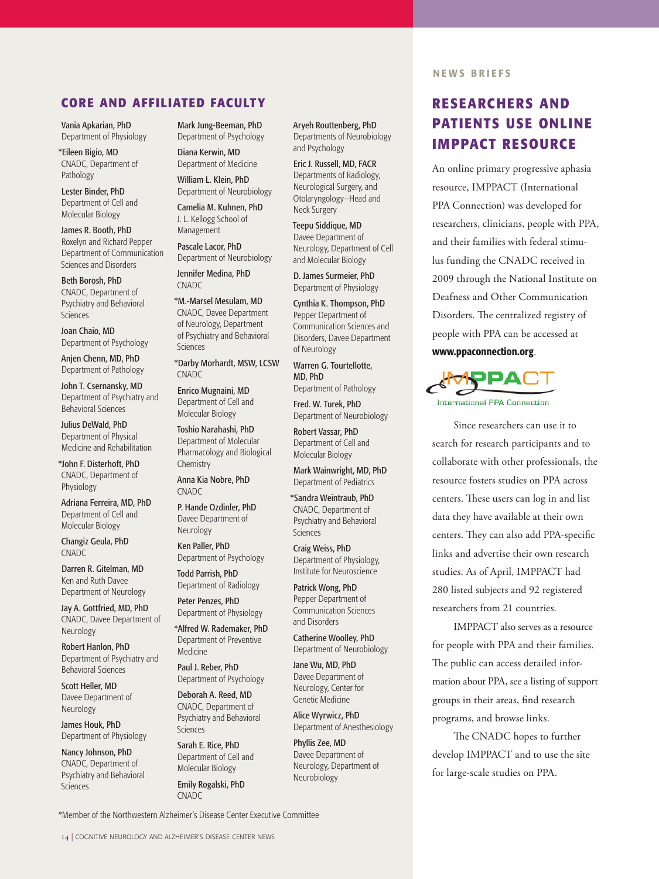## CORE AND AFFILIATED FACULTY

Vania Apkarian, PhD
Department of Physiology

*Eileen Bigio, MD
CNADC, Department of Pathology

Lester Binder, PhD
Department of Cell and Molecular Biology

James R. Booth, PhD
Roxelyn and Richard Pepper Department of Communication Sciences and Disorders

Beth Borosh, PhD
CNADC, Department of Psychiatry and Behavioral Sciences

Joan Chaio, MD
Department of Psychology

Anjen Chenn, MD, PhD
Department of Pathology

John T. Csernansky, MD
Department of Psychiatry and Behavioral Sciences

Julius DeWald, PhD
Department of Physical Medicine and Rehabilitation

*John F. Disterhoft, PhD
CNADC, Department of Physiology

Adriana Ferreira, MD, PhD
Department of Cell and Molecular Biology

Changiz Geula, PhD
CNADC

Darren R. Gitelman, MD
Ken and Ruth Davee Department of Neurology

Jay A. Gottfried, MD, PhD
CNADC, Davee Department of Neurology

Robert Hanlon, PhD
Department of Psychiatry and Behavioral Sciences

Scott Heller, MD
Davee Department of Neurology

James Houk, PhD
Department of Physiology

Nancy Johnson, PhD
CNADC, Department of Psychiatry and Behavioral Sciences

Mark Jung-Beeman, PhD
Department of Psychology

Diana Kerwin, MD
Department of Medicine

William L. Klein, PhD
Department of Neurobiology

Camelia M. Kuhnen, PhD
J. L. Kellogg School of Management

Pascale Lacor, PhD
Department of Neurobiology

Jennifer Medina, PhD
CNADC

*M.-Marsel Mesulam, MD
CNADC, Davee Department of Neurology, Department of Psychiatry and Behavioral Sciences

*Darby Morhardt, MSW, LCSW
CNADC

Enrico Mugnaini, MD
Department of Cell and Molecular Biology

Toshio Narahashi, PhD
Department of Molecular Pharmacology and Biological Chemistry

Anna Kia Nobre, PhD
CNADC

P. Hande Ozdinler, PhD
Davee Department of Neurology

Ken Paller, PhD
Department of Psychology

Todd Parrish, PhD
Department of Radiology

Peter Penzes, PhD
Department of Physiology

*Alfred W. Rademaker, PhD
Department of Preventive Medicine

Paul J. Reber, PhD
Department of Psychology

Deborah A. Reed, MD
CNADC, Department of Psychiatry and Behavioral Sciences

Sarah E. Rice, PhD
Department of Cell and Molecular Biology

Emily Rogalski, PhD
CNADC

Aryeh Routtenberg, PhD
Departments of Neurobiology and Psychology

Eric J. Russell, MD, FACR
Departments of Radiology, Neurological Surgery, and Otolaryngology–Head and Neck Surgery

Teepu Siddique, MD
Davee Department of Neurology, Department of Cell and Molecular Biology

D. James Surmeier, PhD
Department of Physiology

Cynthia K. Thompson, PhD
Pepper Department of Communication Sciences and Disorders, Davee Department of Neurology

Warren G. Tourtellotte, MD, PhD
Department of Pathology

Fred. W. Turek, PhD
Department of Neurobiology

Robert Vassar, PhD
Department of Cell and Molecular Biology

Mark Wainwright, MD, PhD
Department of Pediatrics

*Sandra Weintraub, PhD
CNADC, Department of Psychiatry and Behavioral Sciences

Craig Weiss, PhD
Department of Physiology, Institute for Neuroscience

Patrick Wong, PhD
Pepper Department of Communication Sciences and Disorders

Catherine Woolley, PhD
Department of Neurobiology

Jane Wu, MD, PhD
Davee Department of Neurology, Center for Genetic Medicine

Alice Wyrwicz, PhD
Department of Anesthesiology

Phyllis Zee, MD
Davee Department of Neurology, Department of Neurobiology

*Member of the Northwestern Alzheimer's Disease Center Executive Committee

NEWS BRIEFS

## RESEARCHERS AND PATIENTS USE ONLINE IMPPACT RESOURCE

An online primary progressive aphasia resource, IMPPACT (International PPA Connection) was developed for researchers, clinicians, people with PPA, and their families with federal stimulus funding the CNADC received in 2009 through the National Institute on Deafness and Other Communication Disorders. The centralized registry of people with PPA can be accessed at **www.ppaconnection.org**.

IMPPACT
International PPA Connection

Since researchers can use it to search for research participants and to collaborate with other professionals, the resource fosters studies on PPA across centers. These users can log in and list data they have available at their own centers. They can also add PPA-specific links and advertise their own research studies. As of April, IMPPACT had 280 listed subjects and 92 registered researchers from 21 countries.

IMPPACT also serves as a resource for people with PPA and their families. The public can access detailed information about PPA, see a listing of support groups in their areas, find research programs, and browse links.

The CNADC hopes to further develop IMPPACT and to use the site for large-scale studies on PPA.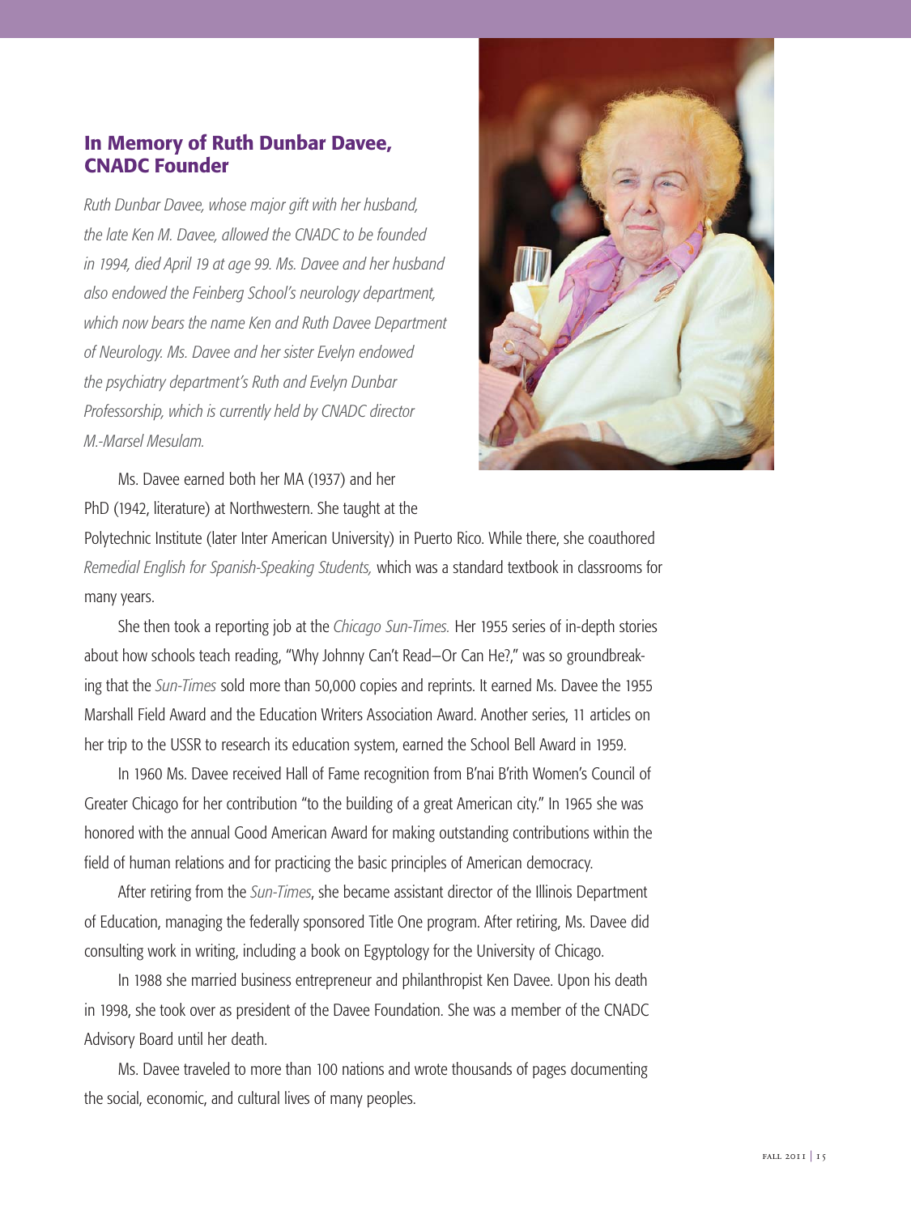## In Memory of Ruth Dunbar Davee, CNADC Founder

*Ruth Dunbar Davee, whose major gift with her husband, the late Ken M. Davee, allowed the CNADC to be founded in 1994, died April 19 at age 99. Ms. Davee and her husband also endowed the Feinberg School's neurology department, which now bears the name Ken and Ruth Davee Department of Neurology. Ms. Davee and her sister Evelyn endowed the psychiatry department's Ruth and Evelyn Dunbar Professorship, which is currently held by CNADC director M.-Marsel Mesulam.*

Ms. Davee earned both her MA (1937) and her PhD (1942, literature) at Northwestern. She taught at the Polytechnic Institute (later Inter American University) in Puerto Rico. While there, she coauthored *Remedial English for Spanish-Speaking Students,* which was a standard textbook in classrooms for many years.

She then took a reporting job at the *Chicago Sun-Times.* Her 1955 series of in-depth stories about how schools teach reading, "Why Johnny Can't Read—Or Can He?," was so groundbreaking that the *Sun-Times* sold more than 50,000 copies and reprints. It earned Ms. Davee the 1955 Marshall Field Award and the Education Writers Association Award. Another series, 11 articles on her trip to the USSR to research its education system, earned the School Bell Award in 1959.

In 1960 Ms. Davee received Hall of Fame recognition from B'nai B'rith Women's Council of Greater Chicago for her contribution "to the building of a great American city." In 1965 she was honored with the annual Good American Award for making outstanding contributions within the field of human relations and for practicing the basic principles of American democracy.

After retiring from the *Sun-Times*, she became assistant director of the Illinois Department of Education, managing the federally sponsored Title One program. After retiring, Ms. Davee did consulting work in writing, including a book on Egyptology for the University of Chicago.

In 1988 she married business entrepreneur and philanthropist Ken Davee. Upon his death in 1998, she took over as president of the Davee Foundation. She was a member of the CNADC Advisory Board until her death.

Ms. Davee traveled to more than 100 nations and wrote thousands of pages documenting the social, economic, and cultural lives of many peoples.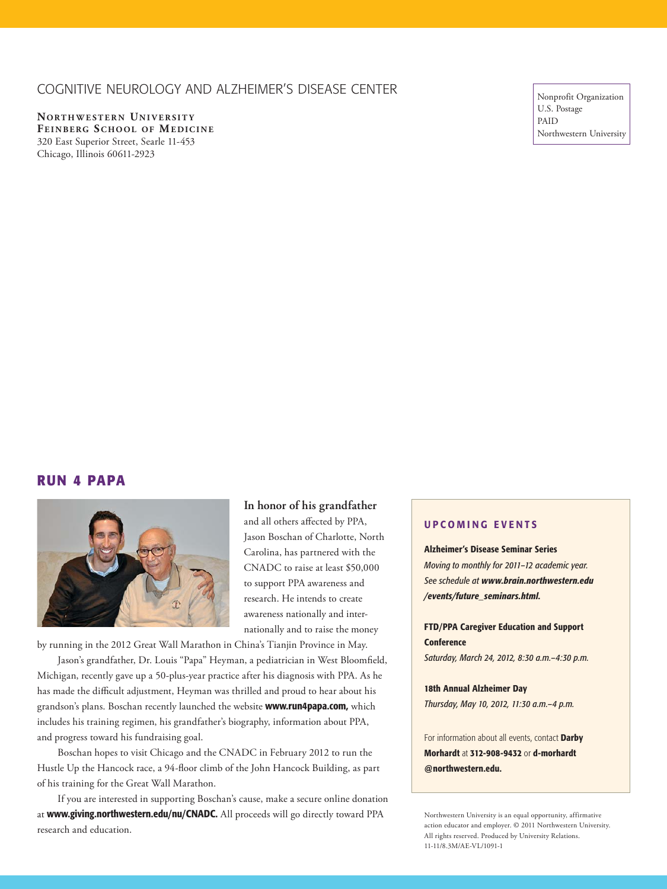COGNITIVE NEUROLOGY AND ALZHEIMER'S DISEASE CENTER

**Northwestern University**
**Feinberg School of Medicine**
320 East Superior Street, Searle 11-453
Chicago, Illinois 60611-2923

Nonprofit Organization
U.S. Postage
PAID
Northwestern University

## RUN 4 PAPA

**In honor of his grandfather** and all others affected by PPA, Jason Boschan of Charlotte, North Carolina, has partnered with the CNADC to raise at least $50,000 to support PPA awareness and research. He intends to create awareness nationally and internationally and to raise the money by running in the 2012 Great Wall Marathon in China's Tianjin Province in May.

Jason's grandfather, Dr. Louis "Papa" Heyman, a pediatrician in West Bloomfield, Michigan, recently gave up a 50-plus-year practice after his diagnosis with PPA. As he has made the difficult adjustment, Heyman was thrilled and proud to hear about his grandson's plans. Boschan recently launched the website **www.run4papa.com,** which includes his training regimen, his grandfather's biography, information about PPA, and progress toward his fundraising goal.

Boschan hopes to visit Chicago and the CNADC in February 2012 to run the Hustle Up the Hancock race, a 94-floor climb of the John Hancock Building, as part of his training for the Great Wall Marathon.

If you are interested in supporting Boschan's cause, make a secure online donation at **www.giving.northwestern.edu/nu/CNADC.** All proceeds will go directly toward PPA research and education.

### UPCOMING EVENTS

**Alzheimer's Disease Seminar Series**
*Moving to monthly for 2011–12 academic year. See schedule at **www.brain.northwestern.edu/events/future_seminars.html.***

**FTD/PPA Caregiver Education and Support Conference**
*Saturday, March 24, 2012, 8:30 a.m.–4:30 p.m.*

**18th Annual Alzheimer Day**
*Thursday, May 10, 2012, 11:30 a.m.–4 p.m.*

For information about all events, contact **Darby Morhardt** at **312-908-9432** or **d-morhardt@northwestern.edu.**

Northwestern University is an equal opportunity, affirmative action educator and employer. © 2011 Northwestern University. All rights reserved. Produced by University Relations. 11-11/8.3M/AE-VL/1091-1